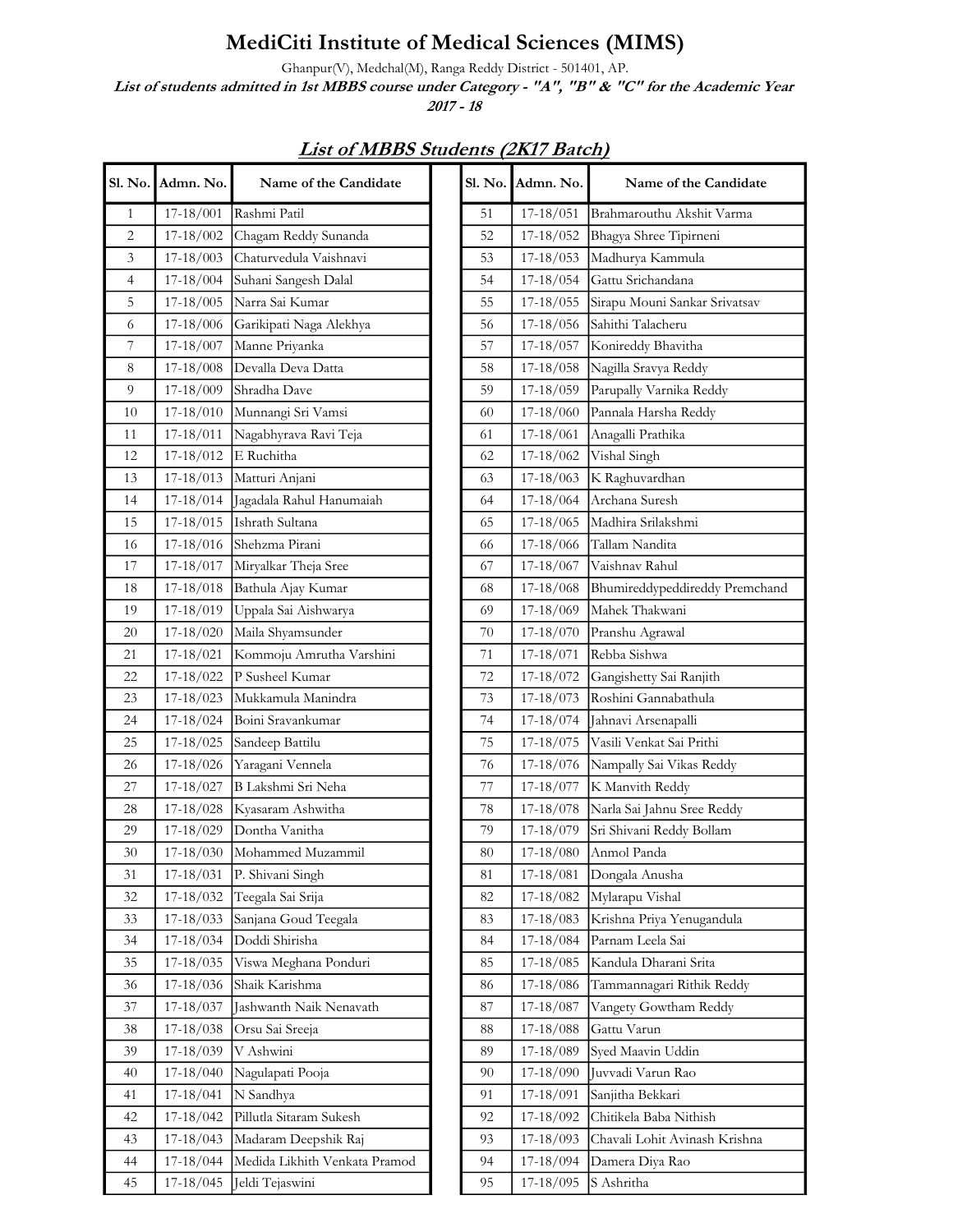# MediCiti Institute of Medical Sciences (MIMS)

Ghanpur(V), Medchal(M), Ranga Reddy District - 501401, AP.

***List of students admitted in 1st MBBS course under Category - "A", "B" & "C" for the Academic Year 2017 - 18***

## *List of MBBS Students (2K17 Batch)*

| Sl. No. | Admn. No. | Name of the Candidate |
|---|---|---|
| 1 | 17-18/001 | Rashmi Patil |
| 2 | 17-18/002 | Chagam Reddy Sunanda |
| 3 | 17-18/003 | Chaturvedula Vaishnavi |
| 4 | 17-18/004 | Suhani Sangesh Dalal |
| 5 | 17-18/005 | Narra Sai Kumar |
| 6 | 17-18/006 | Garikipati Naga Alekhya |
| 7 | 17-18/007 | Manne Priyanka |
| 8 | 17-18/008 | Devalla Deva Datta |
| 9 | 17-18/009 | Shradha Dave |
| 10 | 17-18/010 | Munnangi Sri Vamsi |
| 11 | 17-18/011 | Nagabhyrava Ravi Teja |
| 12 | 17-18/012 | E Ruchitha |
| 13 | 17-18/013 | Matturi Anjani |
| 14 | 17-18/014 | Jagadala Rahul Hanumaiah |
| 15 | 17-18/015 | Ishrath Sultana |
| 16 | 17-18/016 | Shehzma Pirani |
| 17 | 17-18/017 | Miryalkar Theja Sree |
| 18 | 17-18/018 | Bathula Ajay Kumar |
| 19 | 17-18/019 | Uppala Sai Aishwarya |
| 20 | 17-18/020 | Maila Shyamsunder |
| 21 | 17-18/021 | Kommoju Amrutha Varshini |
| 22 | 17-18/022 | P Susheel Kumar |
| 23 | 17-18/023 | Mukkamula Manindra |
| 24 | 17-18/024 | Boini Sravankumar |
| 25 | 17-18/025 | Sandeep Battilu |
| 26 | 17-18/026 | Yaragani Vennela |
| 27 | 17-18/027 | B Lakshmi Sri Neha |
| 28 | 17-18/028 | Kyasaram Ashwitha |
| 29 | 17-18/029 | Dontha Vanitha |
| 30 | 17-18/030 | Mohammed Muzammil |
| 31 | 17-18/031 | P. Shivani Singh |
| 32 | 17-18/032 | Teegala Sai Srija |
| 33 | 17-18/033 | Sanjana Goud Teegala |
| 34 | 17-18/034 | Doddi Shirisha |
| 35 | 17-18/035 | Viswa Meghana Ponduri |
| 36 | 17-18/036 | Shaik Karishma |
| 37 | 17-18/037 | Jashwanth Naik Nenavath |
| 38 | 17-18/038 | Orsu Sai Sreeja |
| 39 | 17-18/039 | V Ashwini |
| 40 | 17-18/040 | Nagulapati Pooja |
| 41 | 17-18/041 | N Sandhya |
| 42 | 17-18/042 | Pillutla Sitaram Sukesh |
| 43 | 17-18/043 | Madaram Deepshik Raj |
| 44 | 17-18/044 | Medida Likhith Venkata Pramod |
| 45 | 17-18/045 | Jeldi Tejaswini |
| 51 | 17-18/051 | Brahmarouthu Akshit Varma |
| 52 | 17-18/052 | Bhagya Shree Tipirneni |
| 53 | 17-18/053 | Madhurya Kammula |
| 54 | 17-18/054 | Gattu Srichandana |
| 55 | 17-18/055 | Sirapu Mouni Sankar Srivatsav |
| 56 | 17-18/056 | Sahithi Talacheru |
| 57 | 17-18/057 | Konireddy Bhavitha |
| 58 | 17-18/058 | Nagilla Sravya Reddy |
| 59 | 17-18/059 | Parupally Varnika Reddy |
| 60 | 17-18/060 | Pannala Harsha Reddy |
| 61 | 17-18/061 | Anagalli Prathika |
| 62 | 17-18/062 | Vishal Singh |
| 63 | 17-18/063 | K Raghuvardhan |
| 64 | 17-18/064 | Archana Suresh |
| 65 | 17-18/065 | Madhira Srilakshmi |
| 66 | 17-18/066 | Tallam Nandita |
| 67 | 17-18/067 | Vaishnav Rahul |
| 68 | 17-18/068 | Bhumireddypeddireddy Premchand |
| 69 | 17-18/069 | Mahek Thakwani |
| 70 | 17-18/070 | Pranshu Agrawal |
| 71 | 17-18/071 | Rebba Sishwa |
| 72 | 17-18/072 | Gangishetty Sai Ranjith |
| 73 | 17-18/073 | Roshini Gannabathula |
| 74 | 17-18/074 | Jahnavi Arsenapalli |
| 75 | 17-18/075 | Vasili Venkat Sai Prithi |
| 76 | 17-18/076 | Nampally Sai Vikas Reddy |
| 77 | 17-18/077 | K Manvith Reddy |
| 78 | 17-18/078 | Narla Sai Jahnu Sree Reddy |
| 79 | 17-18/079 | Sri Shivani Reddy Bollam |
| 80 | 17-18/080 | Anmol Panda |
| 81 | 17-18/081 | Dongala Anusha |
| 82 | 17-18/082 | Mylarapu Vishal |
| 83 | 17-18/083 | Krishna Priya Yenugandula |
| 84 | 17-18/084 | Parnam Leela Sai |
| 85 | 17-18/085 | Kandula Dharani Srita |
| 86 | 17-18/086 | Tammannagari Rithik Reddy |
| 87 | 17-18/087 | Vangety Gowtham Reddy |
| 88 | 17-18/088 | Gattu Varun |
| 89 | 17-18/089 | Syed Maavin Uddin |
| 90 | 17-18/090 | Juvvadi Varun Rao |
| 91 | 17-18/091 | Sanjitha Bekkari |
| 92 | 17-18/092 | Chitikela Baba Nithish |
| 93 | 17-18/093 | Chavali Lohit Avinash Krishna |
| 94 | 17-18/094 | Damera Diya Rao |
| 95 | 17-18/095 | S Ashritha |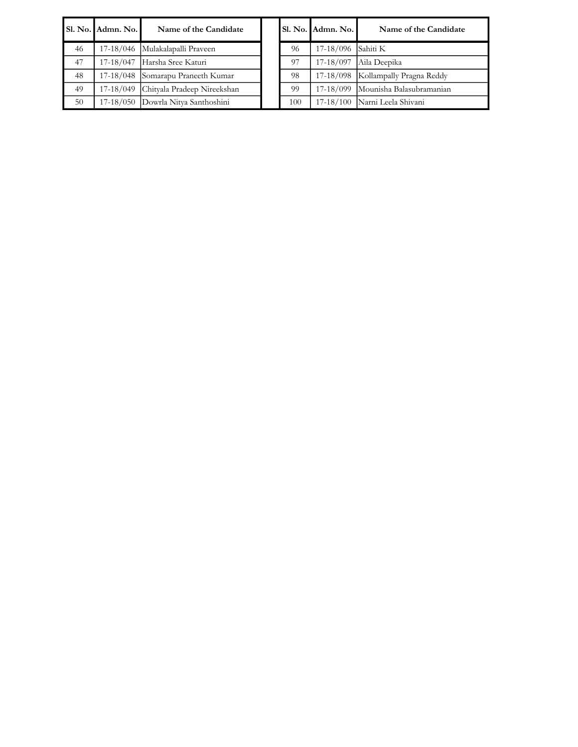| Sl. No. | Admn. No. | Name of the Candidate | | Sl. No. | Admn. No. | Name of the Candidate |
|---|---|---|---|---|---|---|
| 46 | 17-18/046 | Mulakalapalli Praveen | | 96 | 17-18/096 | Sahiti K |
| 47 | 17-18/047 | Harsha Sree Katuri | | 97 | 17-18/097 | Aila Deepika |
| 48 | 17-18/048 | Somarapu Praneeth Kumar | | 98 | 17-18/098 | Kollampally Pragna Reddy |
| 49 | 17-18/049 | Chityala Pradeep Nireekshan | | 99 | 17-18/099 | Mounisha Balasubramanian |
| 50 | 17-18/050 | Dowrla Nitya Santhoshini | | 100 | 17-18/100 | Narni Leela Shivani |